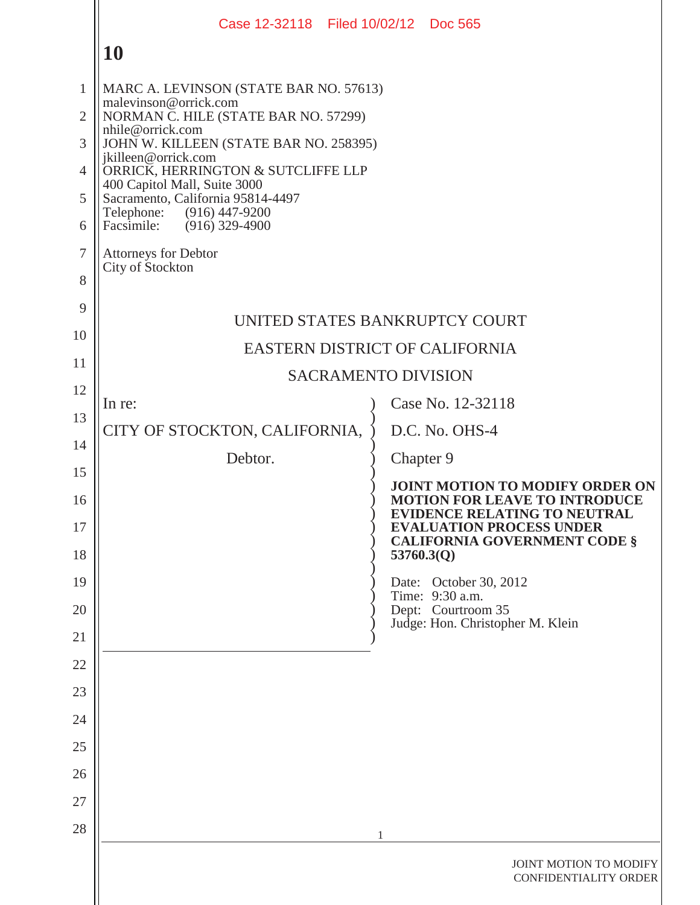MARC A. LEVINSON (STATE BAR NO. 57613)
malevinson@orrick.com
NORMAN C. HILE (STATE BAR NO. 57299)
nhile@orrick.com
JOHN W. KILLEEN (STATE BAR NO. 258395)
jkilleen@orrick.com
ORRICK, HERRINGTON & SUTCLIFFE LLP
400 Capitol Mall, Suite 3000
Sacramento, California 95814-4497
Telephone: (916) 447-9200
Facsimile: (916) 329-4900

Attorneys for Debtor
City of Stockton

UNITED STATES BANKRUPTCY COURT

EASTERN DISTRICT OF CALIFORNIA

SACRAMENTO DIVISION

| | |
|---|---|
| In re:<br><br>CITY OF STOCKTON, CALIFORNIA,<br><br>Debtor. | Case No. 12-32118<br><br>D.C. No. OHS-4<br><br>Chapter 9<br><br>**JOINT MOTION TO MODIFY ORDER ON MOTION FOR LEAVE TO INTRODUCE EVIDENCE RELATING TO NEUTRAL EVALUATION PROCESS UNDER CALIFORNIA GOVERNMENT CODE § 53760.3(Q)**<br><br>Date: October 30, 2012<br>Time: 9:30 a.m.<br>Dept: Courtroom 35<br>Judge: Hon. Christopher M. Klein |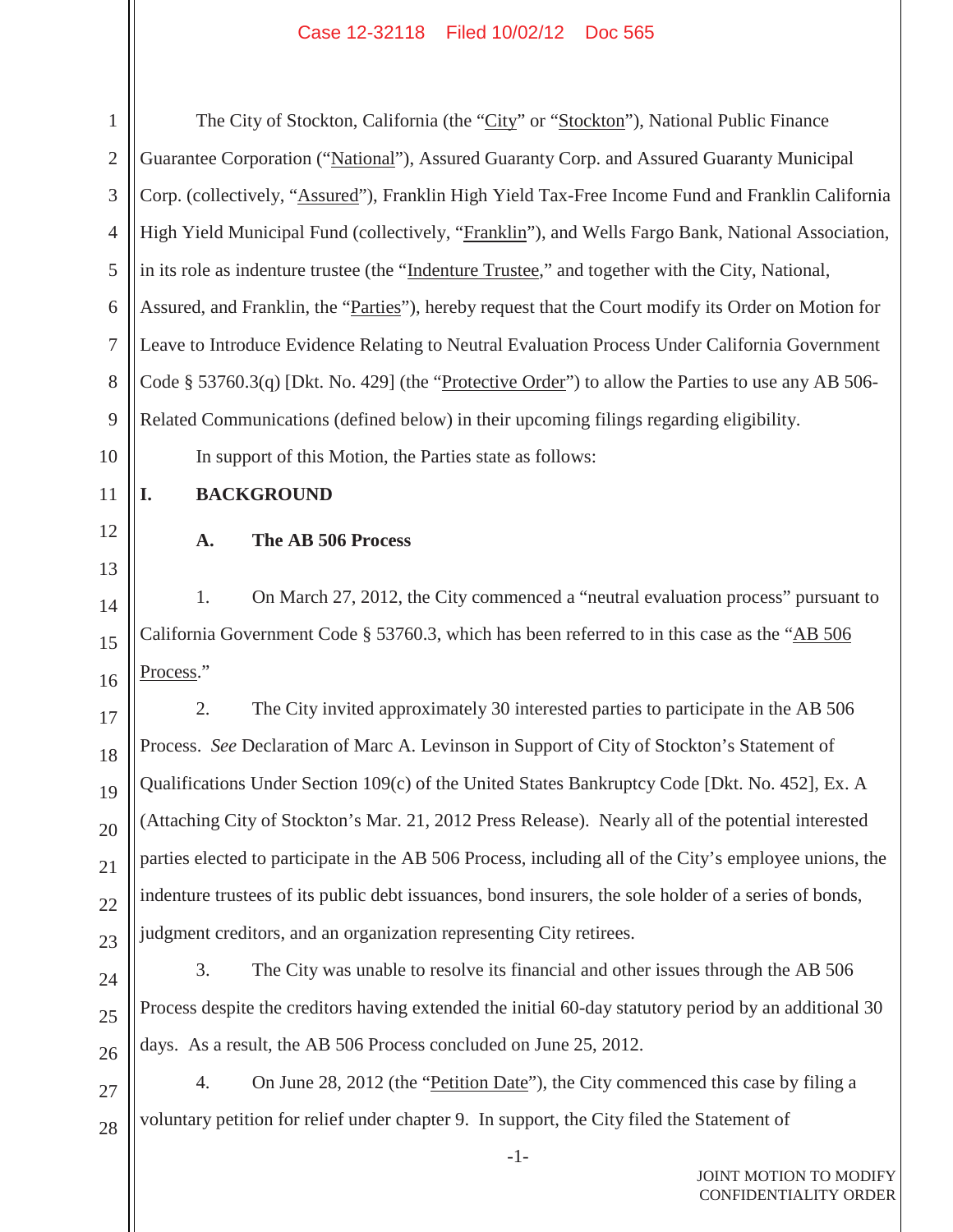The City of Stockton, California (the "City" or "Stockton"), National Public Finance Guarantee Corporation ("National"), Assured Guaranty Corp. and Assured Guaranty Municipal Corp. (collectively, "Assured"), Franklin High Yield Tax-Free Income Fund and Franklin California High Yield Municipal Fund (collectively, "Franklin"), and Wells Fargo Bank, National Association, in its role as indenture trustee (the "Indenture Trustee," and together with the City, National, Assured, and Franklin, the "Parties"), hereby request that the Court modify its Order on Motion for Leave to Introduce Evidence Relating to Neutral Evaluation Process Under California Government Code § 53760.3(q) [Dkt. No. 429] (the "Protective Order") to allow the Parties to use any AB 506-Related Communications (defined below) in their upcoming filings regarding eligibility.

In support of this Motion, the Parties state as follows:

# I. BACKGROUND

## A. The AB 506 Process

1. On March 27, 2012, the City commenced a "neutral evaluation process" pursuant to California Government Code § 53760.3, which has been referred to in this case as the "AB 506 Process."

2. The City invited approximately 30 interested parties to participate in the AB 506 Process. *See* Declaration of Marc A. Levinson in Support of City of Stockton's Statement of Qualifications Under Section 109(c) of the United States Bankruptcy Code [Dkt. No. 452], Ex. A (Attaching City of Stockton's Mar. 21, 2012 Press Release). Nearly all of the potential interested parties elected to participate in the AB 506 Process, including all of the City's employee unions, the indenture trustees of its public debt issuances, bond insurers, the sole holder of a series of bonds, judgment creditors, and an organization representing City retirees.

3. The City was unable to resolve its financial and other issues through the AB 506 Process despite the creditors having extended the initial 60-day statutory period by an additional 30 days. As a result, the AB 506 Process concluded on June 25, 2012.

4. On June 28, 2012 (the "Petition Date"), the City commenced this case by filing a voluntary petition for relief under chapter 9. In support, the City filed the Statement of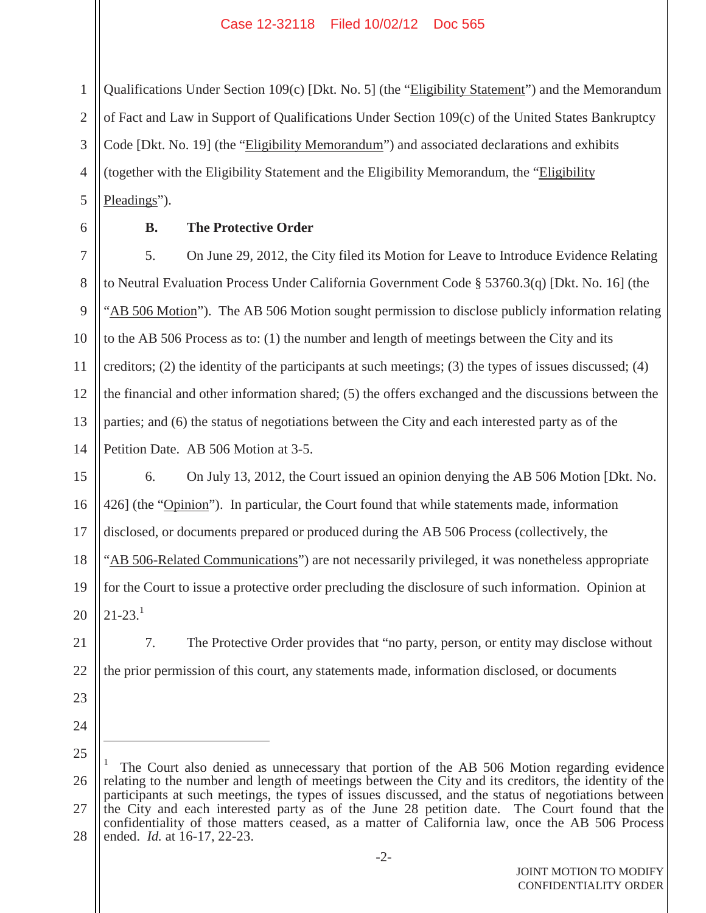Qualifications Under Section 109(c) [Dkt. No. 5] (the "Eligibility Statement") and the Memorandum of Fact and Law in Support of Qualifications Under Section 109(c) of the United States Bankruptcy Code [Dkt. No. 19] (the "Eligibility Memorandum") and associated declarations and exhibits (together with the Eligibility Statement and the Eligibility Memorandum, the "Eligibility Pleadings").

### B. The Protective Order

5. On June 29, 2012, the City filed its Motion for Leave to Introduce Evidence Relating to Neutral Evaluation Process Under California Government Code § 53760.3(q) [Dkt. No. 16] (the "AB 506 Motion"). The AB 506 Motion sought permission to disclose publicly information relating to the AB 506 Process as to: (1) the number and length of meetings between the City and its creditors; (2) the identity of the participants at such meetings; (3) the types of issues discussed; (4) the financial and other information shared; (5) the offers exchanged and the discussions between the parties; and (6) the status of negotiations between the City and each interested party as of the Petition Date. AB 506 Motion at 3-5.

6. On July 13, 2012, the Court issued an opinion denying the AB 506 Motion [Dkt. No. 426] (the "Opinion"). In particular, the Court found that while statements made, information disclosed, or documents prepared or produced during the AB 506 Process (collectively, the "AB 506-Related Communications") are not necessarily privileged, it was nonetheless appropriate for the Court to issue a protective order precluding the disclosure of such information. Opinion at 21-23.[1]

7. The Protective Order provides that "no party, person, or entity may disclose without the prior permission of this court, any statements made, information disclosed, or documents

---

[1] The Court also denied as unnecessary that portion of the AB 506 Motion regarding evidence relating to the number and length of meetings between the City and its creditors, the identity of the participants at such meetings, the types of issues discussed, and the status of negotiations between the City and each interested party as of the June 28 petition date. The Court found that the confidentiality of those matters ceased, as a matter of California law, once the AB 506 Process ended. *Id.* at 16-17, 22-23.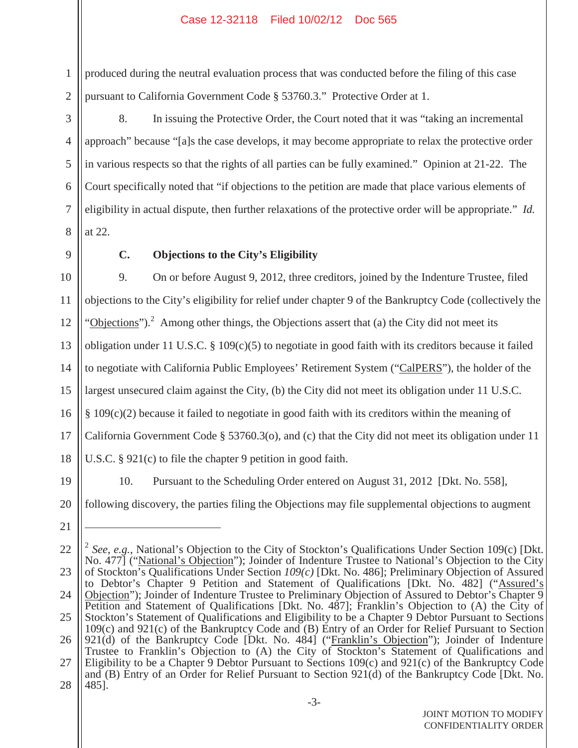produced during the neutral evaluation process that was conducted before the filing of this case pursuant to California Government Code § 53760.3." Protective Order at 1.

8. In issuing the Protective Order, the Court noted that it was "taking an incremental approach" because "[a]s the case develops, it may become appropriate to relax the protective order in various respects so that the rights of all parties can be fully examined." Opinion at 21-22. The Court specifically noted that "if objections to the petition are made that place various elements of eligibility in actual dispute, then further relaxations of the protective order will be appropriate." *Id.* at 22.

### C. Objections to the City's Eligibility

9. On or before August 9, 2012, three creditors, joined by the Indenture Trustee, filed objections to the City's eligibility for relief under chapter 9 of the Bankruptcy Code (collectively the "Objections").[2] Among other things, the Objections assert that (a) the City did not meet its obligation under 11 U.S.C. § 109(c)(5) to negotiate in good faith with its creditors because it failed to negotiate with California Public Employees' Retirement System ("CalPERS"), the holder of the largest unsecured claim against the City, (b) the City did not meet its obligation under 11 U.S.C. § 109(c)(2) because it failed to negotiate in good faith with its creditors within the meaning of California Government Code § 53760.3(o), and (c) that the City did not meet its obligation under 11 U.S.C. § 921(c) to file the chapter 9 petition in good faith.

10. Pursuant to the Scheduling Order entered on August 31, 2012 [Dkt. No. 558], following discovery, the parties filing the Objections may file supplemental objections to augment

---

[2] *See, e.g.*, National's Objection to the City of Stockton's Qualifications Under Section 109(c) [Dkt. No. 477] ("National's Objection"); Joinder of Indenture Trustee to National's Objection to the City of Stockton's Qualifications Under Section *109(c)* [Dkt. No. 486]; Preliminary Objection of Assured to Debtor's Chapter 9 Petition and Statement of Qualifications [Dkt. No. 482] ("Assured's Objection"); Joinder of Indenture Trustee to Preliminary Objection of Assured to Debtor's Chapter 9 Petition and Statement of Qualifications [Dkt. No. 487]; Franklin's Objection to (A) the City of Stockton's Statement of Qualifications and Eligibility to be a Chapter 9 Debtor Pursuant to Sections 109(c) and 921(c) of the Bankruptcy Code and (B) Entry of an Order for Relief Pursuant to Section 921(d) of the Bankruptcy Code [Dkt. No. 484] ("Franklin's Objection"); Joinder of Indenture Trustee to Franklin's Objection to (A) the City of Stockton's Statement of Qualifications and Eligibility to be a Chapter 9 Debtor Pursuant to Sections 109(c) and 921(c) of the Bankruptcy Code and (B) Entry of an Order for Relief Pursuant to Section 921(d) of the Bankruptcy Code [Dkt. No. 485].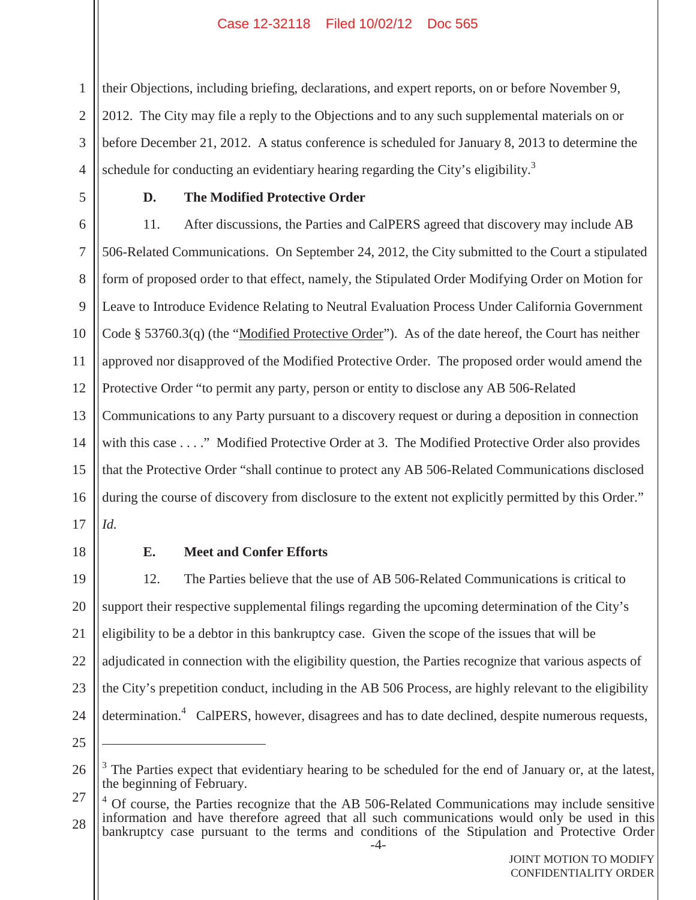their Objections, including briefing, declarations, and expert reports, on or before November 9, 2012. The City may file a reply to the Objections and to any such supplemental materials on or before December 21, 2012. A status conference is scheduled for January 8, 2013 to determine the schedule for conducting an evidentiary hearing regarding the City's eligibility.[3]

### D. The Modified Protective Order

11. After discussions, the Parties and CalPERS agreed that discovery may include AB 506-Related Communications. On September 24, 2012, the City submitted to the Court a stipulated form of proposed order to that effect, namely, the Stipulated Order Modifying Order on Motion for Leave to Introduce Evidence Relating to Neutral Evaluation Process Under California Government Code § 53760.3(q) (the "Modified Protective Order"). As of the date hereof, the Court has neither approved nor disapproved of the Modified Protective Order. The proposed order would amend the Protective Order "to permit any party, person or entity to disclose any AB 506-Related Communications to any Party pursuant to a discovery request or during a deposition in connection with this case . . . ." Modified Protective Order at 3. The Modified Protective Order also provides that the Protective Order "shall continue to protect any AB 506-Related Communications disclosed during the course of discovery from disclosure to the extent not explicitly permitted by this Order." *Id.*

### E. Meet and Confer Efforts

12. The Parties believe that the use of AB 506-Related Communications is critical to support their respective supplemental filings regarding the upcoming determination of the City's eligibility to be a debtor in this bankruptcy case. Given the scope of the issues that will be adjudicated in connection with the eligibility question, the Parties recognize that various aspects of the City's prepetition conduct, including in the AB 506 Process, are highly relevant to the eligibility determination.[4] CalPERS, however, disagrees and has to date declined, despite numerous requests,

---

[3] The Parties expect that evidentiary hearing to be scheduled for the end of January or, at the latest, the beginning of February.

[4] Of course, the Parties recognize that the AB 506-Related Communications may include sensitive information and have therefore agreed that all such communications would only be used in this bankruptcy case pursuant to the terms and conditions of the Stipulation and Protective Order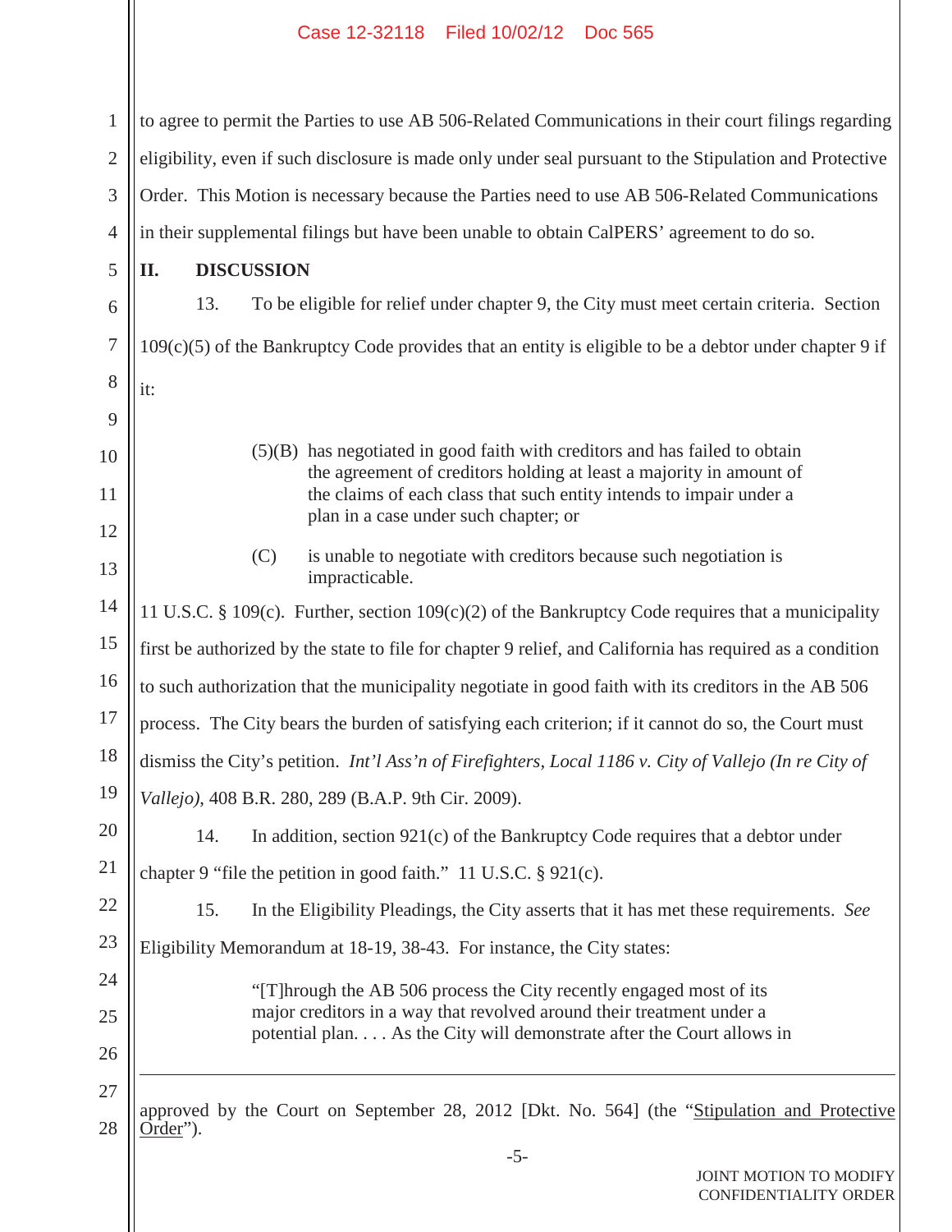to agree to permit the Parties to use AB 506-Related Communications in their court filings regarding eligibility, even if such disclosure is made only under seal pursuant to the Stipulation and Protective Order. This Motion is necessary because the Parties need to use AB 506-Related Communications in their supplemental filings but have been unable to obtain CalPERS' agreement to do so.

## II. DISCUSSION

13. To be eligible for relief under chapter 9, the City must meet certain criteria. Section 109(c)(5) of the Bankruptcy Code provides that an entity is eligible to be a debtor under chapter 9 if it:

> (5)(B) has negotiated in good faith with creditors and has failed to obtain the agreement of creditors holding at least a majority in amount of the claims of each class that such entity intends to impair under a plan in a case under such chapter; or
>
> (C) is unable to negotiate with creditors because such negotiation is impracticable.

11 U.S.C. § 109(c). Further, section 109(c)(2) of the Bankruptcy Code requires that a municipality first be authorized by the state to file for chapter 9 relief, and California has required as a condition to such authorization that the municipality negotiate in good faith with its creditors in the AB 506 process. The City bears the burden of satisfying each criterion; if it cannot do so, the Court must dismiss the City's petition. *Int'l Ass'n of Firefighters, Local 1186 v. City of Vallejo (In re City of Vallejo)*, 408 B.R. 280, 289 (B.A.P. 9th Cir. 2009).

14. In addition, section 921(c) of the Bankruptcy Code requires that a debtor under chapter 9 "file the petition in good faith." 11 U.S.C. § 921(c).

15. In the Eligibility Pleadings, the City asserts that it has met these requirements. *See* Eligibility Memorandum at 18-19, 38-43. For instance, the City states:

> "[T]hrough the AB 506 process the City recently engaged most of its major creditors in a way that revolved around their treatment under a potential plan. . . . As the City will demonstrate after the Court allows in

---

approved by the Court on September 28, 2012 [Dkt. No. 564] (the "Stipulation and Protective Order").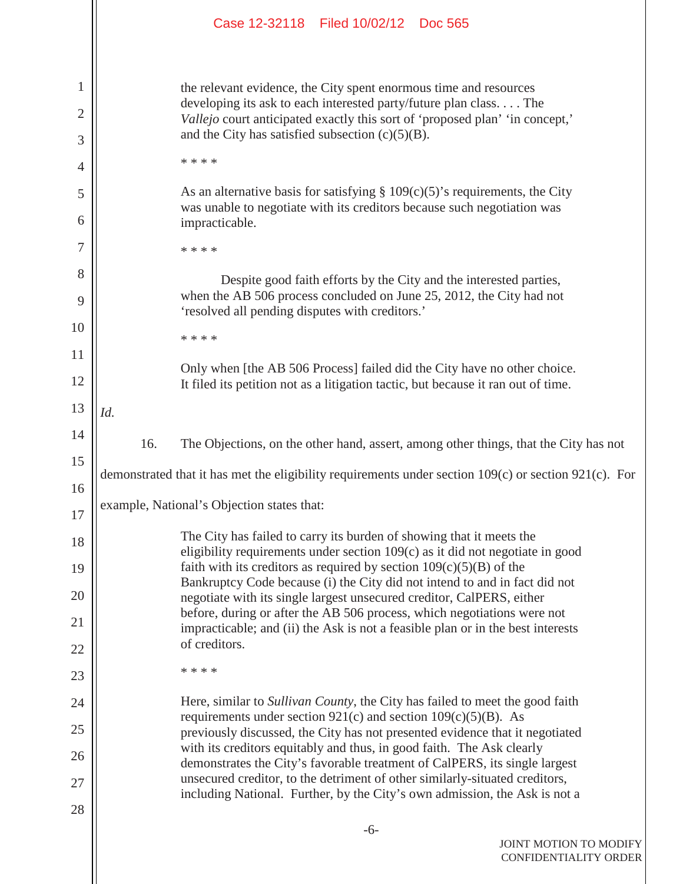> the relevant evidence, the City spent enormous time and resources developing its ask to each interested party/future plan class. . . . The *Vallejo* court anticipated exactly this sort of 'proposed plan' 'in concept,' and the City has satisfied subsection (c)(5)(B).
>
> * * * *
>
> As an alternative basis for satisfying § 109(c)(5)'s requirements, the City was unable to negotiate with its creditors because such negotiation was impracticable.
>
> * * * *
>
> Despite good faith efforts by the City and the interested parties, when the AB 506 process concluded on June 25, 2012, the City had not 'resolved all pending disputes with creditors.'
>
> * * * *
>
> Only when [the AB 506 Process] failed did the City have no other choice. It filed its petition not as a litigation tactic, but because it ran out of time.

*Id.*

16. The Objections, on the other hand, assert, among other things, that the City has not demonstrated that it has met the eligibility requirements under section 109(c) or section 921(c). For example, National's Objection states that:

> The City has failed to carry its burden of showing that it meets the eligibility requirements under section 109(c) as it did not negotiate in good faith with its creditors as required by section 109(c)(5)(B) of the Bankruptcy Code because (i) the City did not intend to and in fact did not negotiate with its single largest unsecured creditor, CalPERS, either before, during or after the AB 506 process, which negotiations were not impracticable; and (ii) the Ask is not a feasible plan or in the best interests of creditors.
>
> * * * *
>
> Here, similar to *Sullivan County*, the City has failed to meet the good faith requirements under section 921(c) and section 109(c)(5)(B). As previously discussed, the City has not presented evidence that it negotiated with its creditors equitably and thus, in good faith. The Ask clearly demonstrates the City's favorable treatment of CalPERS, its single largest unsecured creditor, to the detriment of other similarly-situated creditors, including National. Further, by the City's own admission, the Ask is not a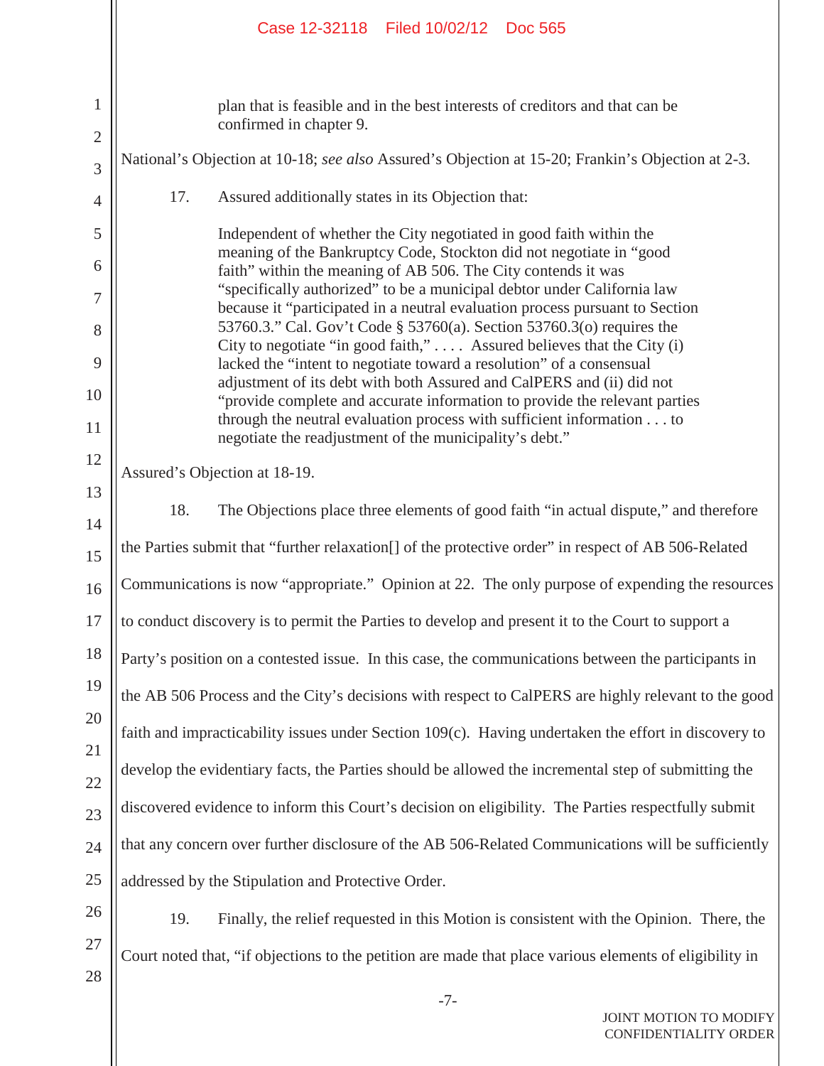plan that is feasible and in the best interests of creditors and that can be confirmed in chapter 9.

National's Objection at 10-18; *see also* Assured's Objection at 15-20; Frankin's Objection at 2-3.

17. Assured additionally states in its Objection that:

> Independent of whether the City negotiated in good faith within the meaning of the Bankruptcy Code, Stockton did not negotiate in "good faith" within the meaning of AB 506. The City contends it was "specifically authorized" to be a municipal debtor under California law because it "participated in a neutral evaluation process pursuant to Section 53760.3." Cal. Gov't Code § 53760(a). Section 53760.3(o) requires the City to negotiate "in good faith," . . . . Assured believes that the City (i) lacked the "intent to negotiate toward a resolution" of a consensual adjustment of its debt with both Assured and CalPERS and (ii) did not "provide complete and accurate information to provide the relevant parties through the neutral evaluation process with sufficient information . . . to negotiate the readjustment of the municipality's debt."

Assured's Objection at 18-19.

18. The Objections place three elements of good faith "in actual dispute," and therefore the Parties submit that "further relaxation[] of the protective order" in respect of AB 506-Related Communications is now "appropriate." Opinion at 22. The only purpose of expending the resources to conduct discovery is to permit the Parties to develop and present it to the Court to support a Party's position on a contested issue. In this case, the communications between the participants in the AB 506 Process and the City's decisions with respect to CalPERS are highly relevant to the good faith and impracticability issues under Section 109(c). Having undertaken the effort in discovery to develop the evidentiary facts, the Parties should be allowed the incremental step of submitting the discovered evidence to inform this Court's decision on eligibility. The Parties respectfully submit that any concern over further disclosure of the AB 506-Related Communications will be sufficiently addressed by the Stipulation and Protective Order.

19. Finally, the relief requested in this Motion is consistent with the Opinion. There, the Court noted that, "if objections to the petition are made that place various elements of eligibility in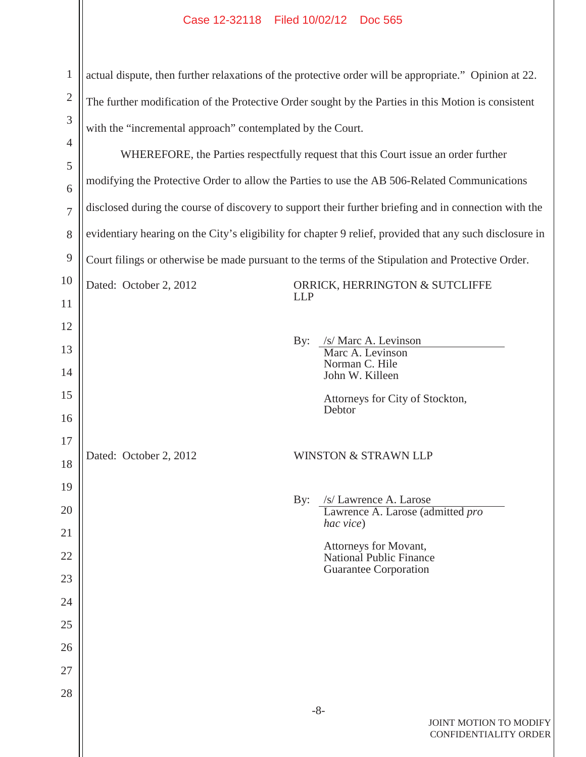actual dispute, then further relaxations of the protective order will be appropriate." Opinion at 22. The further modification of the Protective Order sought by the Parties in this Motion is consistent with the "incremental approach" contemplated by the Court.

WHEREFORE, the Parties respectfully request that this Court issue an order further modifying the Protective Order to allow the Parties to use the AB 506-Related Communications disclosed during the course of discovery to support their further briefing and in connection with the evidentiary hearing on the City's eligibility for chapter 9 relief, provided that any such disclosure in Court filings or otherwise be made pursuant to the terms of the Stipulation and Protective Order.

Dated: October 2, 2012

ORRICK, HERRINGTON & SUTCLIFFE LLP

By: /s/ Marc A. Levinson
Marc A. Levinson
Norman C. Hile
John W. Killeen

Attorneys for City of Stockton, Debtor

Dated: October 2, 2012

WINSTON & STRAWN LLP

By: /s/ Lawrence A. Larose
Lawrence A. Larose (admitted *pro hac vice*)

Attorneys for Movant, National Public Finance Guarantee Corporation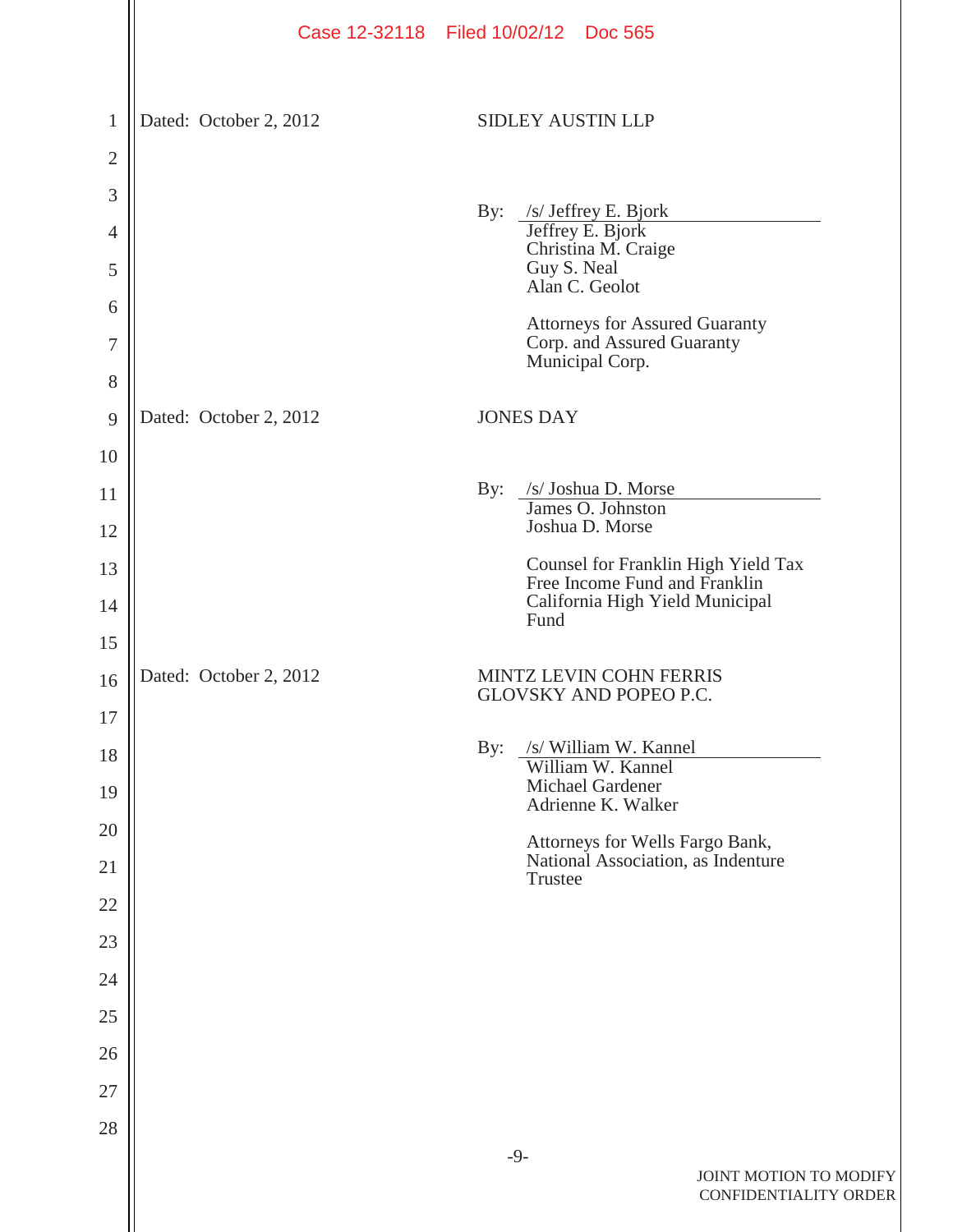Dated: October 2, 2012

SIDLEY AUSTIN LLP

By: /s/ Jeffrey E. Bjork
Jeffrey E. Bjork
Christina M. Craige
Guy S. Neal
Alan C. Geolot

Attorneys for Assured Guaranty Corp. and Assured Guaranty Municipal Corp.

Dated: October 2, 2012

JONES DAY

By: /s/ Joshua D. Morse
James O. Johnston
Joshua D. Morse

Counsel for Franklin High Yield Tax Free Income Fund and Franklin California High Yield Municipal Fund

Dated: October 2, 2012

MINTZ LEVIN COHN FERRIS GLOVSKY AND POPEO P.C.

By: /s/ William W. Kannel
William W. Kannel
Michael Gardener
Adrienne K. Walker

Attorneys for Wells Fargo Bank, National Association, as Indenture Trustee